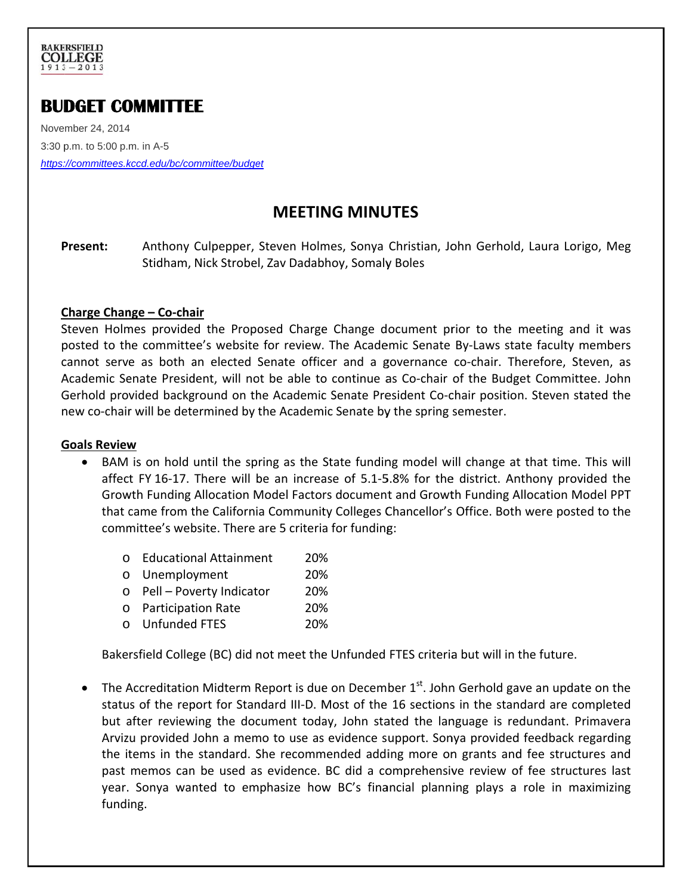BAKERSFIELD COLLEGE 1913 – 2013

# BUDGET COMMITTEE

November 24, 2014

3:30 p.m. to 5:00 p.m. in A-5

*https://committees.kccd.edu/bc/committee/budget*

## MEETING MINUTES

**Present:** Anthony Culpepper, Steven Holmes, Sonya Christian, John Gerhold, Laura Lorigo, Meg Stidham, Nick Strobel, Zav Dadabhoy, Somaly Boles

### Charge Change – Co-chair

Steven Holmes provided the Proposed Charge Change document prior to the meeting and it was posted to the committee's website for review. The Academic Senate By-Laws state faculty members cannot serve as both an elected Senate officer and a governance co-chair. Therefore, Steven, as Academic Senate President, will not be able to continue as Co-chair of the Budget Committee. John Gerhold provided background on the Academic Senate President Co-chair position. Steven stated the new co-chair will be determined by the Academic Senate by the spring semester.

### Goals Review

- BAM is on hold until the spring as the State funding model will change at that time. This will affect FY 16-17. There will be an increase of 5.1-5.8% for the district. Anthony provided the Growth Funding Allocation Model Factors document and Growth Funding Allocation Model PPT that came from the California Community Colleges Chancellor's Office. Both were posted to the committee's website. There are 5 criteria for funding:

  - Educational Attainment 20%
  - Unemployment 20%
  - Pell – Poverty Indicator 20%
  - Participation Rate 20%
  - Unfunded FTES 20%

  Bakersfield College (BC) did not meet the Unfunded FTES criteria but will in the future.

- The Accreditation Midterm Report is due on December 1st. John Gerhold gave an update on the status of the report for Standard III-D. Most of the 16 sections in the standard are completed but after reviewing the document today, John stated the language is redundant. Primavera Arvizu provided John a memo to use as evidence support. Sonya provided feedback regarding the items in the standard. She recommended adding more on grants and fee structures and past memos can be used as evidence. BC did a comprehensive review of fee structures last year. Sonya wanted to emphasize how BC's financial planning plays a role in maximizing funding.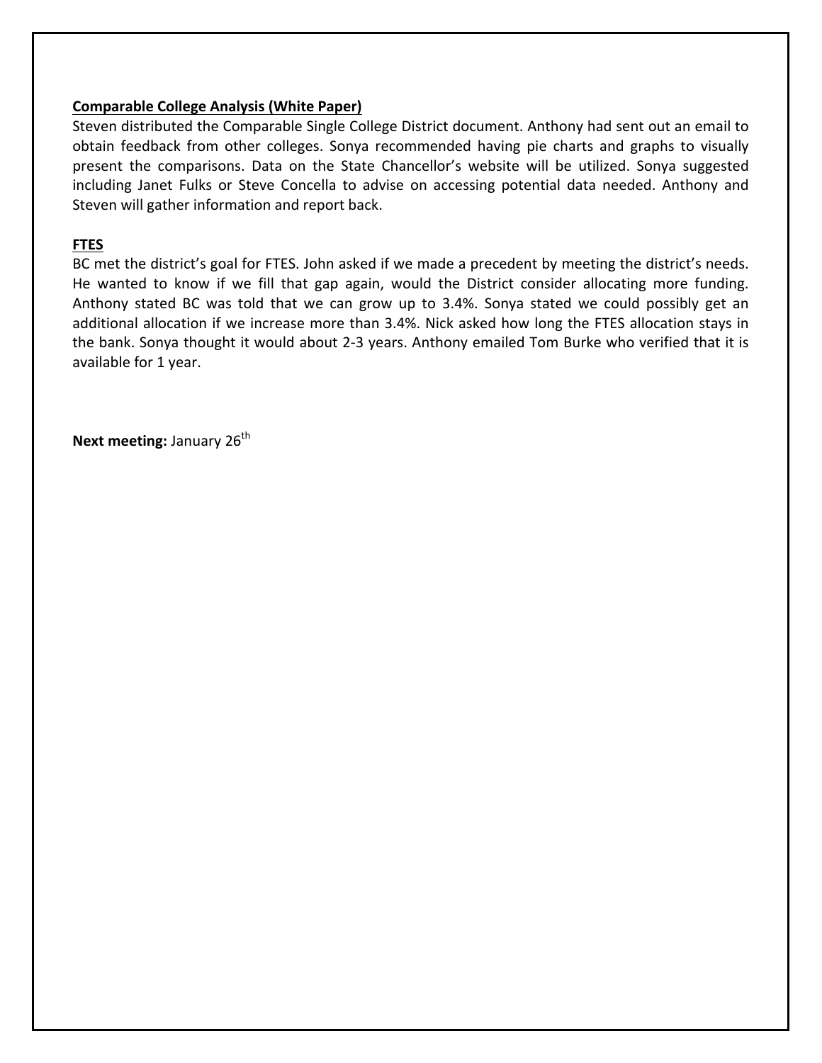**Comparable College Analysis (White Paper)**

Steven distributed the Comparable Single College District document. Anthony had sent out an email to obtain feedback from other colleges. Sonya recommended having pie charts and graphs to visually present the comparisons. Data on the State Chancellor's website will be utilized. Sonya suggested including Janet Fulks or Steve Concella to advise on accessing potential data needed. Anthony and Steven will gather information and report back.

**FTES**

BC met the district's goal for FTES. John asked if we made a precedent by meeting the district's needs. He wanted to know if we fill that gap again, would the District consider allocating more funding. Anthony stated BC was told that we can grow up to 3.4%. Sonya stated we could possibly get an additional allocation if we increase more than 3.4%. Nick asked how long the FTES allocation stays in the bank. Sonya thought it would about 2-3 years. Anthony emailed Tom Burke who verified that it is available for 1 year.

**Next meeting:** January 26th